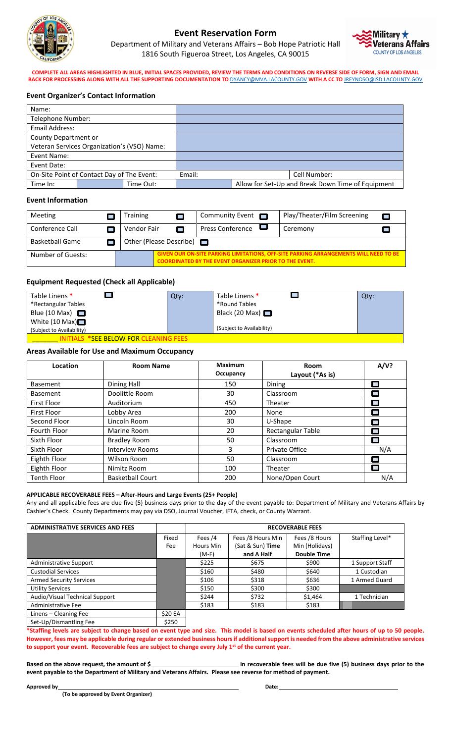# Event Reservation Form

Department of Military and Veterans Affairs – Bob Hope Patriotic Hall
1816 South Figueroa Street, Los Angeles, CA 90015

**COMPLETE ALL AREAS HIGHLIGHTED IN BLUE, INITIAL SPACES PROVIDED, REVIEW THE TERMS AND CONDITIONS ON REVERSE SIDE OF FORM, SIGN AND EMAIL BACK FOR PROCESSING ALONG WITH ALL THE SUPPORTING DOCUMENTATION TO DYANCY@MVA.LACOUNTY.GOV WITH A CC TO JREYNOSO@ISD.LACOUNTY.GOV**

## Event Organizer's Contact Information

| | | | | |
|---|---|---|---|---|
| Name: | | | | |
| Telephone Number: | | | | |
| Email Address: | | | | |
| County Department or Veteran Services Organization's (VSO) Name: | | | | |
| Event Name: | | | | |
| Event Date: | | | | |
| On-Site Point of Contact Day of The Event: | | Email: | | Cell Number: |
| Time In: | | Time Out: | | Allow for Set-Up and Break Down Time of Equipment |

## Event Information

| | | | |
|---|---|---|---|
| Meeting ☐ | Training ☐ | Community Event ☐ | Play/Theater/Film Screening ☐ |
| Conference Call ☐ | Vendor Fair ☐ | Press Conference ☐ | Ceremony ☐ |
| Basketball Game ☐ | Other (Please Describe) ☐ | | |
| Number of Guests: | | **GIVEN OUR ON-SITE PARKING LIMITATIONS, OFF-SITE PARKING ARRANGEMENTS WILL NEED TO BE COORDINATED BY THE EVENT ORGANIZER PRIOR TO THE EVENT.** | |

## Equipment Requested (Check all Applicable)

| | | | |
|---|---|---|---|
| Table Linens * ☐<br>*Rectangular Tables<br>Blue (10 Max) ☐<br>White (10 Max) ☐<br>(Subject to Availability) | Qty: | Table Linens * ☐<br>*Round Tables<br>Black (20 Max) ☐<br>(Subject to Availability) | Qty: |

_______ INITIALS *SEE BELOW FOR CLEANING FEES

## Areas Available for Use and Maximum Occupancy

| Location | Room Name | Maximum Occupancy | Room Layout (*As is) | A/V? |
|---|---|---|---|---|
| Basement | Dining Hall | 150 | Dining | ☐ |
| Basement | Doolittle Room | 30 | Classroom | ☐ |
| First Floor | Auditorium | 450 | Theater | ☐ |
| First Floor | Lobby Area | 200 | None | ☐ |
| Second Floor | Lincoln Room | 30 | U-Shape | ☐ |
| Fourth Floor | Marine Room | 20 | Rectangular Table | ☐ |
| Sixth Floor | Bradley Room | 50 | Classroom | ☐ |
| Sixth Floor | Interview Rooms | 3 | Private Office | N/A |
| Eighth Floor | Wilson Room | 50 | Classroom | ☐ |
| Eighth Floor | Nimitz Room | 100 | Theater | ☐ |
| Tenth Floor | Basketball Court | 200 | None/Open Court | N/A |

**APPLICABLE RECOVERABLE FEES – After-Hours and Large Events (25+ People)**

Any and all applicable fees are due five (5) business days prior to the day of the event payable to: Department of Military and Veterans Affairs by Cashier's Check. County Departments may pay via DSO, Journal Voucher, IFTA, check, or County Warrant.

| ADMINISTRATIVE SERVICES AND FEES | | RECOVERABLE FEES | | | |
|---|---|---|---|---|---|
| | Fixed Fee | Fees /4 Hours Min (M-F) | Fees /8 Hours Min (Sat & Sun) **Time and A Half** | Fees /8 Hours Min (Holidays) **Double Time** | Staffing Level* |
| Administrative Support | | $225 | $675 | $900 | 1 Support Staff |
| Custodial Services | | $160 | $480 | $640 | 1 Custodian |
| Armed Security Services | | $106 | $318 | $636 | 1 Armed Guard |
| Utility Services | | $150 | $300 | $300 | |
| Audio/Visual Technical Support | | $244 | $732 | $1,464 | 1 Technician |
| Administrative Fee | | $183 | $183 | $183 | |
| Linens – Cleaning Fee | $20 EA | | | | |
| Set-Up/Dismantling Fee | $250 | | | | |

**\*Staffing levels are subject to change based on event type and size. This model is based on events scheduled after hours of up to 50 people. However, fees may be applicable during regular or extended business hours if additional support is needed from the above administrative services to support your event. Recoverable fees are subject to change every July 1st of the current year.**

**Based on the above request, the amount of $__________________________ in recoverable fees will be due five (5) business days prior to the event payable to the Department of Military and Veterans Affairs. Please see reverse for method of payment.**

**Approved by** ______________________________________________ **Date:** ______________________

**(To be approved by Event Organizer)**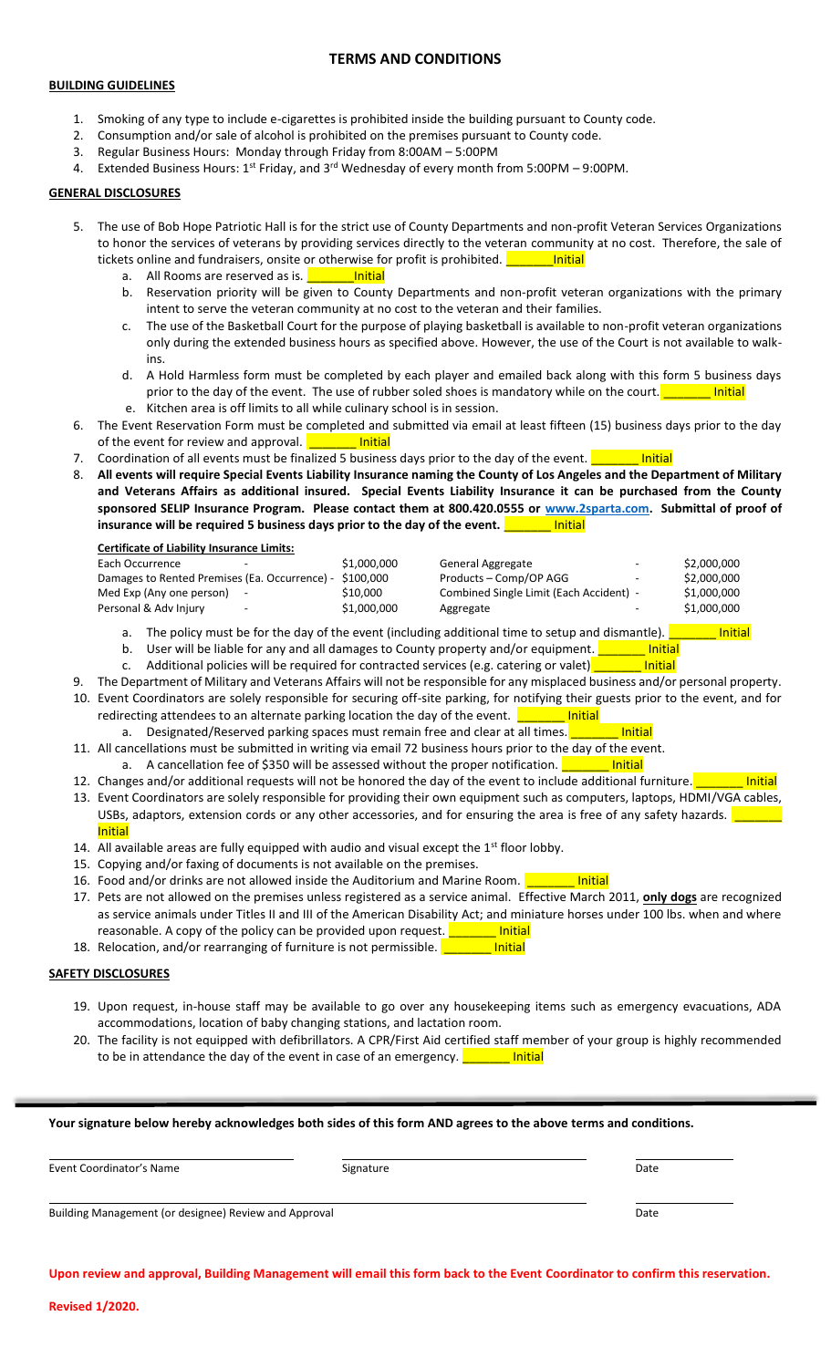# TERMS AND CONDITIONS

**BUILDING GUIDELINES**

1. Smoking of any type to include e-cigarettes is prohibited inside the building pursuant to County code.
2. Consumption and/or sale of alcohol is prohibited on the premises pursuant to County code.
3. Regular Business Hours: Monday through Friday from 8:00AM – 5:00PM
4. Extended Business Hours: 1st Friday, and 3rd Wednesday of every month from 5:00PM – 9:00PM.

**GENERAL DISCLOSURES**

5. The use of Bob Hope Patriotic Hall is for the strict use of County Departments and non-profit Veteran Services Organizations to honor the services of veterans by providing services directly to the veteran community at no cost. Therefore, the sale of tickets online and fundraisers, onsite or otherwise for profit is prohibited. _______Initial
   a. All Rooms are reserved as is. _______Initial
   b. Reservation priority will be given to County Departments and non-profit veteran organizations with the primary intent to serve the veteran community at no cost to the veteran and their families.
   c. The use of the Basketball Court for the purpose of playing basketball is available to non-profit veteran organizations only during the extended business hours as specified above. However, the use of the Court is not available to walk-ins.
   d. A Hold Harmless form must be completed by each player and emailed back along with this form 5 business days prior to the day of the event. The use of rubber soled shoes is mandatory while on the court. _______ Initial
   e. Kitchen area is off limits to all while culinary school is in session.
6. The Event Reservation Form must be completed and submitted via email at least fifteen (15) business days prior to the day of the event for review and approval. _______ Initial
7. Coordination of all events must be finalized 5 business days prior to the day of the event. _______ Initial
8. **All events will require Special Events Liability Insurance naming the County of Los Angeles and the Department of Military and Veterans Affairs as additional insured. Special Events Liability Insurance it can be purchased from the County sponsored SELIP Insurance Program. Please contact them at 800.420.0555 or www.2sparta.com. Submittal of proof of insurance will be required 5 business days prior to the day of the event.** _______ Initial

**Certificate of Liability Insurance Limits:**

| | | | |
|---|---|---|---|
| Each Occurrence - | \$1,000,000 | General Aggregate - | \$2,000,000 |
| Damages to Rented Premises (Ea. Occurrence) - | \$100,000 | Products – Comp/OP AGG - | \$2,000,000 |
| Med Exp (Any one person) - | \$10,000 | Combined Single Limit (Each Accident) - | \$1,000,000 |
| Personal & Adv Injury - | \$1,000,000 | Aggregate - | \$1,000,000 |

   a. The policy must be for the day of the event (including additional time to setup and dismantle). _______ Initial
   b. User will be liable for any and all damages to County property and/or equipment. _______ Initial
   c. Additional policies will be required for contracted services (e.g. catering or valet) _______ Initial
9. The Department of Military and Veterans Affairs will not be responsible for any misplaced business and/or personal property.
10. Event Coordinators are solely responsible for securing off-site parking, for notifying their guests prior to the event, and for redirecting attendees to an alternate parking location the day of the event. _______ Initial
    a. Designated/Reserved parking spaces must remain free and clear at all times. _______ Initial
11. All cancellations must be submitted in writing via email 72 business hours prior to the day of the event.
    a. A cancellation fee of \$350 will be assessed without the proper notification. _______ Initial
12. Changes and/or additional requests will not be honored the day of the event to include additional furniture. _______ Initial
13. Event Coordinators are solely responsible for providing their own equipment such as computers, laptops, HDMI/VGA cables, USBs, adaptors, extension cords or any other accessories, and for ensuring the area is free of any safety hazards. _______ Initial
14. All available areas are fully equipped with audio and visual except the 1st floor lobby.
15. Copying and/or faxing of documents is not available on the premises.
16. Food and/or drinks are not allowed inside the Auditorium and Marine Room. _______ Initial
17. Pets are not allowed on the premises unless registered as a service animal. Effective March 2011, **only dogs** are recognized as service animals under Titles II and III of the American Disability Act; and miniature horses under 100 lbs. when and where reasonable. A copy of the policy can be provided upon request. _______ Initial
18. Relocation, and/or rearranging of furniture is not permissible. _______ Initial

**SAFETY DISCLOSURES**

19. Upon request, in-house staff may be available to go over any housekeeping items such as emergency evacuations, ADA accommodations, location of baby changing stations, and lactation room.
20. The facility is not equipped with defibrillators. A CPR/First Aid certified staff member of your group is highly recommended to be in attendance the day of the event in case of an emergency. _______ Initial

**Your signature below hereby acknowledges both sides of this form AND agrees to the above terms and conditions.**

Event Coordinator's Name _______________ Signature _______________ Date _______________

Building Management (or designee) Review and Approval _______________ Date _______________

**Upon review and approval, Building Management will email this form back to the Event Coordinator to confirm this reservation.**

**Revised 1/2020.**